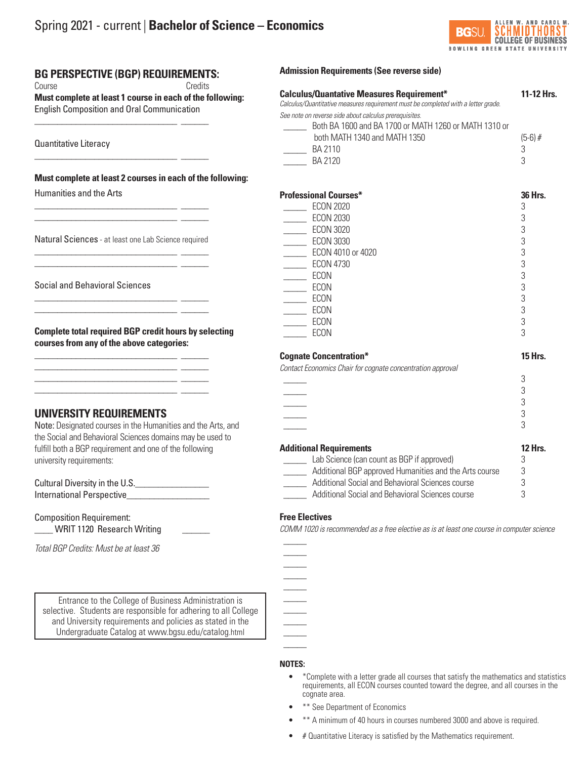# Spring 2021 - current | **Bachelor of Science – Economics**

## BG PERSPECTIVE (BGP) REQUIREMENTS:

Course — Credits

**Must complete at least 1 course in each of the following:**

English Composition and Oral Communication

_______________________________ ______

Quantitative Literacy

_______________________________ ______

**Must complete at least 2 courses in each of the following:**

Humanities and the Arts

_______________________________ ______
_______________________________ ______

Natural Sciences - at least one Lab Science required

_______________________________ ______
_______________________________ ______

Social and Behavioral Sciences

_______________________________ ______
_______________________________ ______

**Complete total required BGP credit hours by selecting courses from any of the above categories:**

_______________________________ ______
_______________________________ ______
_______________________________ ______
_______________________________ ______

## UNIVERSITY REQUIREMENTS

Note: Designated courses in the Humanities and the Arts, and the Social and Behavioral Sciences domains may be used to fulfill both a BGP requirement and one of the following university requirements:

Cultural Diversity in the U.S.________________
International Perspective_________________

Composition Requirement:
____ WRIT 1120 Research Writing ______

*Total BGP Credits: Must be at least 36*

> Entrance to the College of Business Administration is selective. Students are responsible for adhering to all College and University requirements and policies as stated in the Undergraduate Catalog at www.bgsu.edu/catalog.html

**Admission Requirements (See reverse side)**

### Calculus/Quantative Measures Requirement* — 11-12 Hrs.

*Calculus/Quantitative measures requirement must be completed with a letter grade.*

*See note on reverse side about calculus prerequisites.*

| | Course | Hrs. |
|---|---|---|
| _____ | Both BA 1600 and BA 1700 or MATH 1260 or MATH 1310 or both MATH 1340 and MATH 1350 | (5-6) # |
| _____ | BA 2110 | 3 |
| _____ | BA 2120 | 3 |

### Professional Courses* — 36 Hrs.

| | Course | Hrs. |
|---|---|---|
| _____ | ECON 2020 | 3 |
| _____ | ECON 2030 | 3 |
| _____ | ECON 3020 | 3 |
| _____ | ECON 3030 | 3 |
| _____ | ECON 4010 or 4020 | 3 |
| _____ | ECON 4730 | 3 |
| _____ | ECON | 3 |
| _____ | ECON | 3 |
| _____ | ECON | 3 |
| _____ | ECON | 3 |
| _____ | ECON | 3 |
| _____ | ECON | 3 |

### Cognate Concentration* — 15 Hrs.

*Contact Economics Chair for cognate concentration approval*

| | Hrs. |
|---|---|
| _____ | 3 |
| _____ | 3 |
| _____ | 3 |
| _____ | 3 |
| _____ | 3 |

### Additional Requirements — 12 Hrs.

| | Course | Hrs. |
|---|---|---|
| _____ | Lab Science (can count as BGP if approved) | 3 |
| _____ | Additional BGP approved Humanities and the Arts course | 3 |
| _____ | Additional Social and Behavioral Sciences course | 3 |
| _____ | Additional Social and Behavioral Sciences course | 3 |

### Free Electives

*COMM 1020 is recommended as a free elective as is at least one course in computer science*

_____
_____
_____
_____
_____
_____
_____
_____
_____
_____

**NOTES:**

- *Complete with a letter grade all courses that satisfy the mathematics and statistics requirements, all ECON courses counted toward the degree, and all courses in the cognate area.
- ** See Department of Economics
- ** A minimum of 40 hours in courses numbered 3000 and above is required.
- # Quantitative Literacy is satisfied by the Mathematics requirement.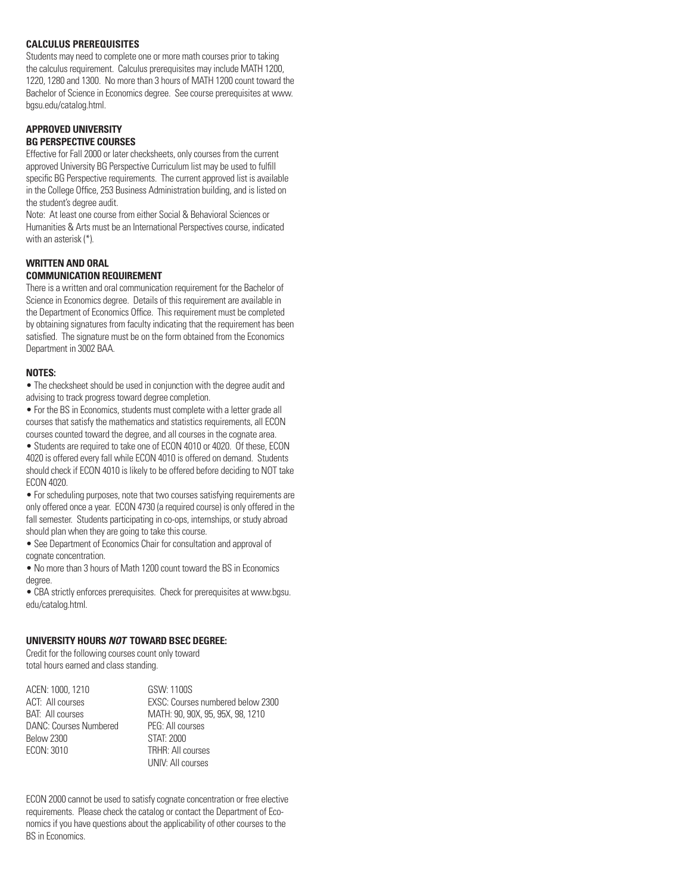### CALCULUS PREREQUISITES

Students may need to complete one or more math courses prior to taking the calculus requirement. Calculus prerequisites may include MATH 1200, 1220, 1280 and 1300. No more than 3 hours of MATH 1200 count toward the Bachelor of Science in Economics degree. See course prerequisites at www.bgsu.edu/catalog.html.

### APPROVED UNIVERSITY BG PERSPECTIVE COURSES

Effective for Fall 2000 or later checksheets, only courses from the current approved University BG Perspective Curriculum list may be used to fulfill specific BG Perspective requirements. The current approved list is available in the College Office, 253 Business Administration building, and is listed on the student's degree audit.

Note: At least one course from either Social & Behavioral Sciences or Humanities & Arts must be an International Perspectives course, indicated with an asterisk (*).

### WRITTEN AND ORAL COMMUNICATION REQUIREMENT

There is a written and oral communication requirement for the Bachelor of Science in Economics degree. Details of this requirement are available in the Department of Economics Office. This requirement must be completed by obtaining signatures from faculty indicating that the requirement has been satisfied. The signature must be on the form obtained from the Economics Department in 3002 BAA.

### NOTES:

- The checksheet should be used in conjunction with the degree audit and advising to track progress toward degree completion.
- For the BS in Economics, students must complete with a letter grade all courses that satisfy the mathematics and statistics requirements, all ECON courses counted toward the degree, and all courses in the cognate area.
- Students are required to take one of ECON 4010 or 4020. Of these, ECON 4020 is offered every fall while ECON 4010 is offered on demand. Students should check if ECON 4010 is likely to be offered before deciding to NOT take ECON 4020.
- For scheduling purposes, note that two courses satisfying requirements are only offered once a year. ECON 4730 (a required course) is only offered in the fall semester. Students participating in co-ops, internships, or study abroad should plan when they are going to take this course.
- See Department of Economics Chair for consultation and approval of cognate concentration.
- No more than 3 hours of Math 1200 count toward the BS in Economics degree.
- CBA strictly enforces prerequisites. Check for prerequisites at www.bgsu.edu/catalog.html.

### UNIVERSITY HOURS *NOT* TOWARD BSEC DEGREE:

Credit for the following courses count only toward total hours earned and class standing.

ACEN: 1000, 1210
ACT: All courses
BAT: All courses
DANC: Courses Numbered Below 2300
ECON: 3010
GSW: 1100S
EXSC: Courses numbered below 2300
MATH: 90, 90X, 95, 95X, 98, 1210
PEG: All courses
STAT: 2000
TRHR: All courses
UNIV: All courses

ECON 2000 cannot be used to satisfy cognate concentration or free elective requirements. Please check the catalog or contact the Department of Economics if you have questions about the applicability of other courses to the BS in Economics.